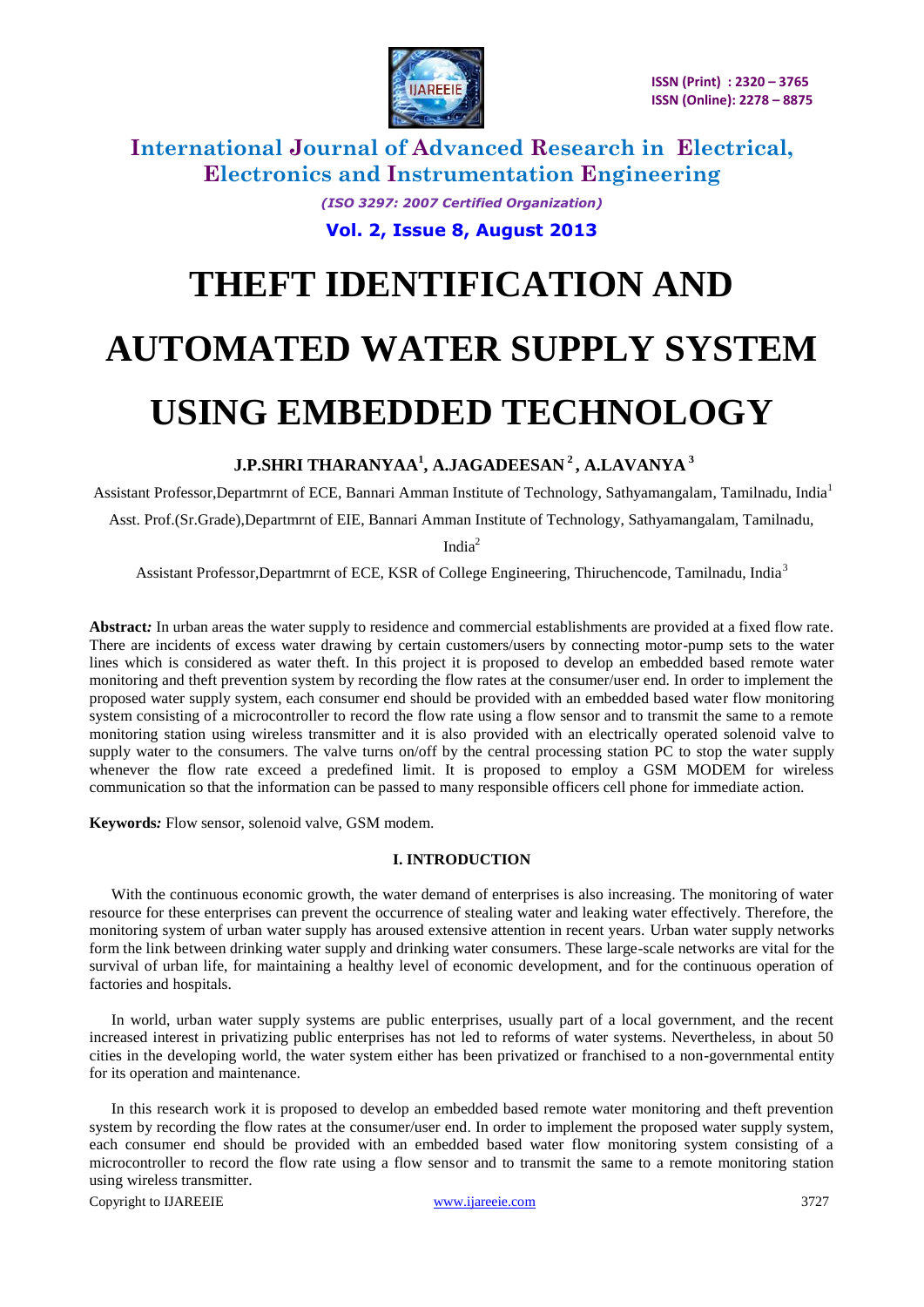# THEFT IDENTIFICATION AND AUTOMATED WATER SUPPLY SYSTEM USING EMBEDDED TECHNOLOGY

**J.P.SHRI THARANYAA[1], A.JAGADEESAN[2], A.LAVANYA[3]**

Assistant Professor,Departmrnt of ECE, Bannari Amman Institute of Technology, Sathyamangalam, Tamilnadu, India[1]

Asst. Prof.(Sr.Grade),Departmrnt of EIE, Bannari Amman Institute of Technology, Sathyamangalam, Tamilnadu, India[2]

Assistant Professor,Departmrnt of ECE, KSR of College Engineering, Thiruchencode, Tamilnadu, India[3]

**Abstract*:*** In urban areas the water supply to residence and commercial establishments are provided at a fixed flow rate. There are incidents of excess water drawing by certain customers/users by connecting motor-pump sets to the water lines which is considered as water theft. In this project it is proposed to develop an embedded based remote water monitoring and theft prevention system by recording the flow rates at the consumer/user end. In order to implement the proposed water supply system, each consumer end should be provided with an embedded based water flow monitoring system consisting of a microcontroller to record the flow rate using a flow sensor and to transmit the same to a remote monitoring station using wireless transmitter and it is also provided with an electrically operated solenoid valve to supply water to the consumers. The valve turns on/off by the central processing station PC to stop the water supply whenever the flow rate exceed a predefined limit. It is proposed to employ a GSM MODEM for wireless communication so that the information can be passed to many responsible officers cell phone for immediate action.

**Keywords*:*** Flow sensor, solenoid valve, GSM modem.

## I. INTRODUCTION

With the continuous economic growth, the water demand of enterprises is also increasing. The monitoring of water resource for these enterprises can prevent the occurrence of stealing water and leaking water effectively. Therefore, the monitoring system of urban water supply has aroused extensive attention in recent years. Urban water supply networks form the link between drinking water supply and drinking water consumers. These large-scale networks are vital for the survival of urban life, for maintaining a healthy level of economic development, and for the continuous operation of factories and hospitals.

In world, urban water supply systems are public enterprises, usually part of a local government, and the recent increased interest in privatizing public enterprises has not led to reforms of water systems. Nevertheless, in about 50 cities in the developing world, the water system either has been privatized or franchised to a non-governmental entity for its operation and maintenance.

In this research work it is proposed to develop an embedded based remote water monitoring and theft prevention system by recording the flow rates at the consumer/user end. In order to implement the proposed water supply system, each consumer end should be provided with an embedded based water flow monitoring system consisting of a microcontroller to record the flow rate using a flow sensor and to transmit the same to a remote monitoring station using wireless transmitter.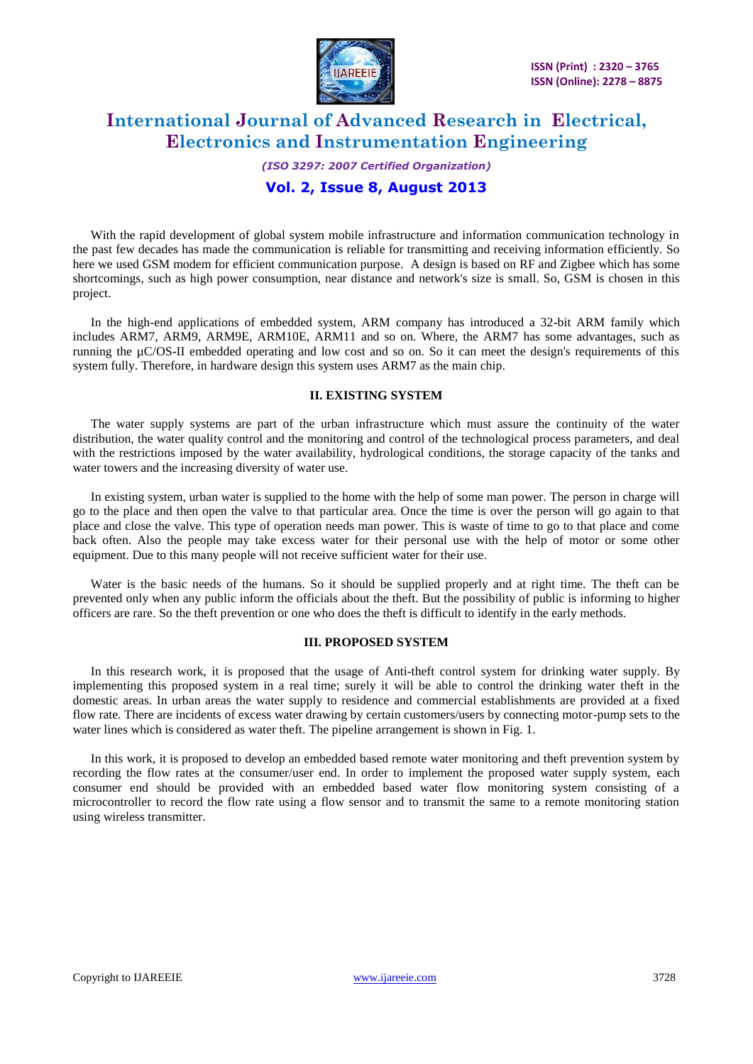With the rapid development of global system mobile infrastructure and information communication technology in the past few decades has made the communication is reliable for transmitting and receiving information efficiently. So here we used GSM modem for efficient communication purpose. A design is based on RF and Zigbee which has some shortcomings, such as high power consumption, near distance and network's size is small. So, GSM is chosen in this project.

In the high-end applications of embedded system, ARM company has introduced a 32-bit ARM family which includes ARM7, ARM9, ARM9E, ARM10E, ARM11 and so on. Where, the ARM7 has some advantages, such as running the μC/OS-II embedded operating and low cost and so on. So it can meet the design's requirements of this system fully. Therefore, in hardware design this system uses ARM7 as the main chip.

## II. EXISTING SYSTEM

The water supply systems are part of the urban infrastructure which must assure the continuity of the water distribution, the water quality control and the monitoring and control of the technological process parameters, and deal with the restrictions imposed by the water availability, hydrological conditions, the storage capacity of the tanks and water towers and the increasing diversity of water use.

In existing system, urban water is supplied to the home with the help of some man power. The person in charge will go to the place and then open the valve to that particular area. Once the time is over the person will go again to that place and close the valve. This type of operation needs man power. This is waste of time to go to that place and come back often. Also the people may take excess water for their personal use with the help of motor or some other equipment. Due to this many people will not receive sufficient water for their use.

Water is the basic needs of the humans. So it should be supplied properly and at right time. The theft can be prevented only when any public inform the officials about the theft. But the possibility of public is informing to higher officers are rare. So the theft prevention or one who does the theft is difficult to identify in the early methods.

## III. PROPOSED SYSTEM

In this research work, it is proposed that the usage of Anti-theft control system for drinking water supply. By implementing this proposed system in a real time; surely it will be able to control the drinking water theft in the domestic areas. In urban areas the water supply to residence and commercial establishments are provided at a fixed flow rate. There are incidents of excess water drawing by certain customers/users by connecting motor-pump sets to the water lines which is considered as water theft. The pipeline arrangement is shown in Fig. 1.

In this work, it is proposed to develop an embedded based remote water monitoring and theft prevention system by recording the flow rates at the consumer/user end. In order to implement the proposed water supply system, each consumer end should be provided with an embedded based water flow monitoring system consisting of a microcontroller to record the flow rate using a flow sensor and to transmit the same to a remote monitoring station using wireless transmitter.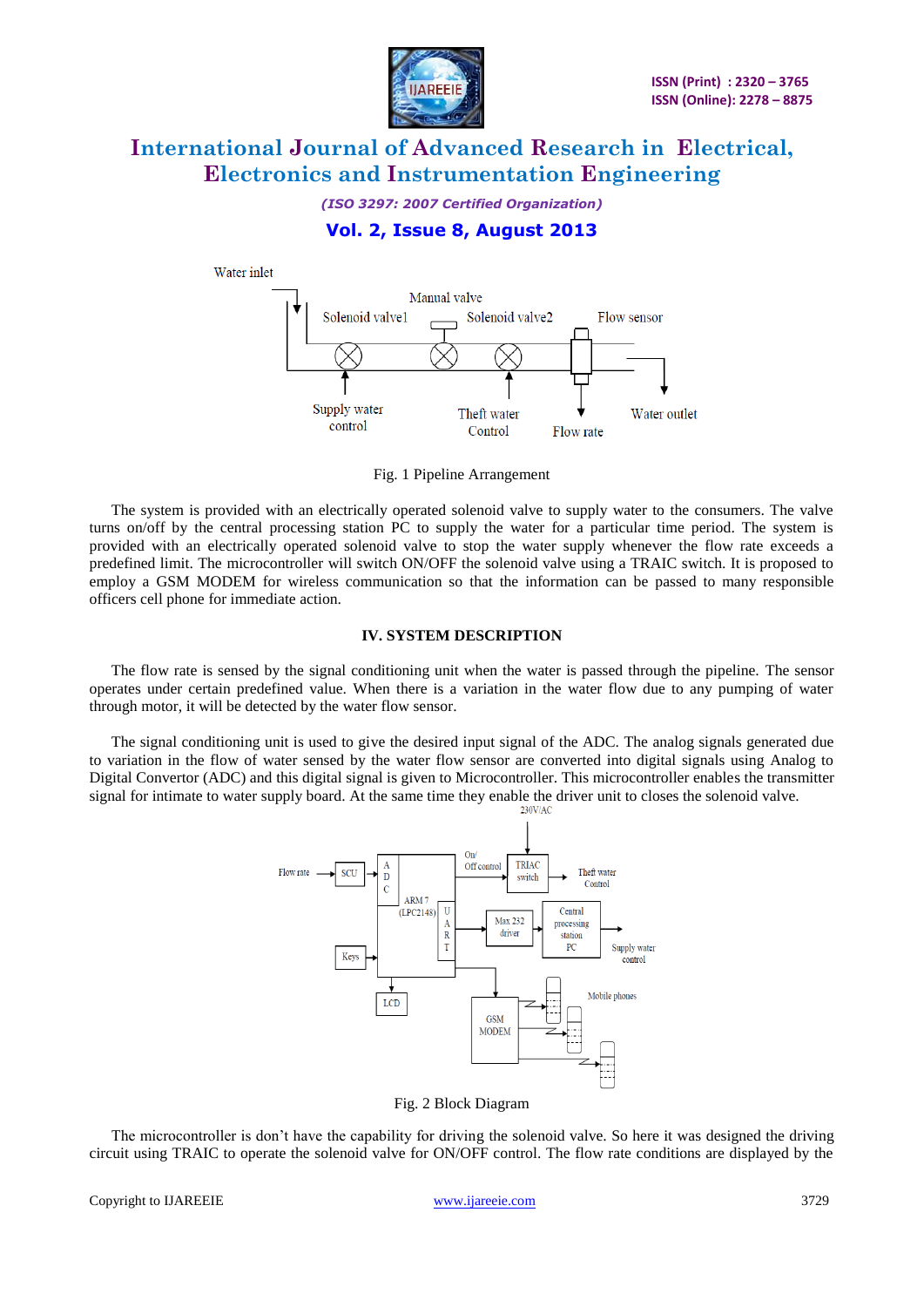Fig. 1 Pipeline Arrangement

The system is provided with an electrically operated solenoid valve to supply water to the consumers. The valve turns on/off by the central processing station PC to supply the water for a particular time period. The system is provided with an electrically operated solenoid valve to stop the water supply whenever the flow rate exceeds a predefined limit. The microcontroller will switch ON/OFF the solenoid valve using a TRAIC switch. It is proposed to employ a GSM MODEM for wireless communication so that the information can be passed to many responsible officers cell phone for immediate action.

## IV. SYSTEM DESCRIPTION

The flow rate is sensed by the signal conditioning unit when the water is passed through the pipeline. The sensor operates under certain predefined value. When there is a variation in the water flow due to any pumping of water through motor, it will be detected by the water flow sensor.

The signal conditioning unit is used to give the desired input signal of the ADC. The analog signals generated due to variation in the flow of water sensed by the water flow sensor are converted into digital signals using Analog to Digital Convertor (ADC) and this digital signal is given to Microcontroller. This microcontroller enables the transmitter signal for intimate to water supply board. At the same time they enable the driver unit to closes the solenoid valve.

Fig. 2 Block Diagram

The microcontroller is don't have the capability for driving the solenoid valve. So here it was designed the driving circuit using TRAIC to operate the solenoid valve for ON/OFF control. The flow rate conditions are displayed by the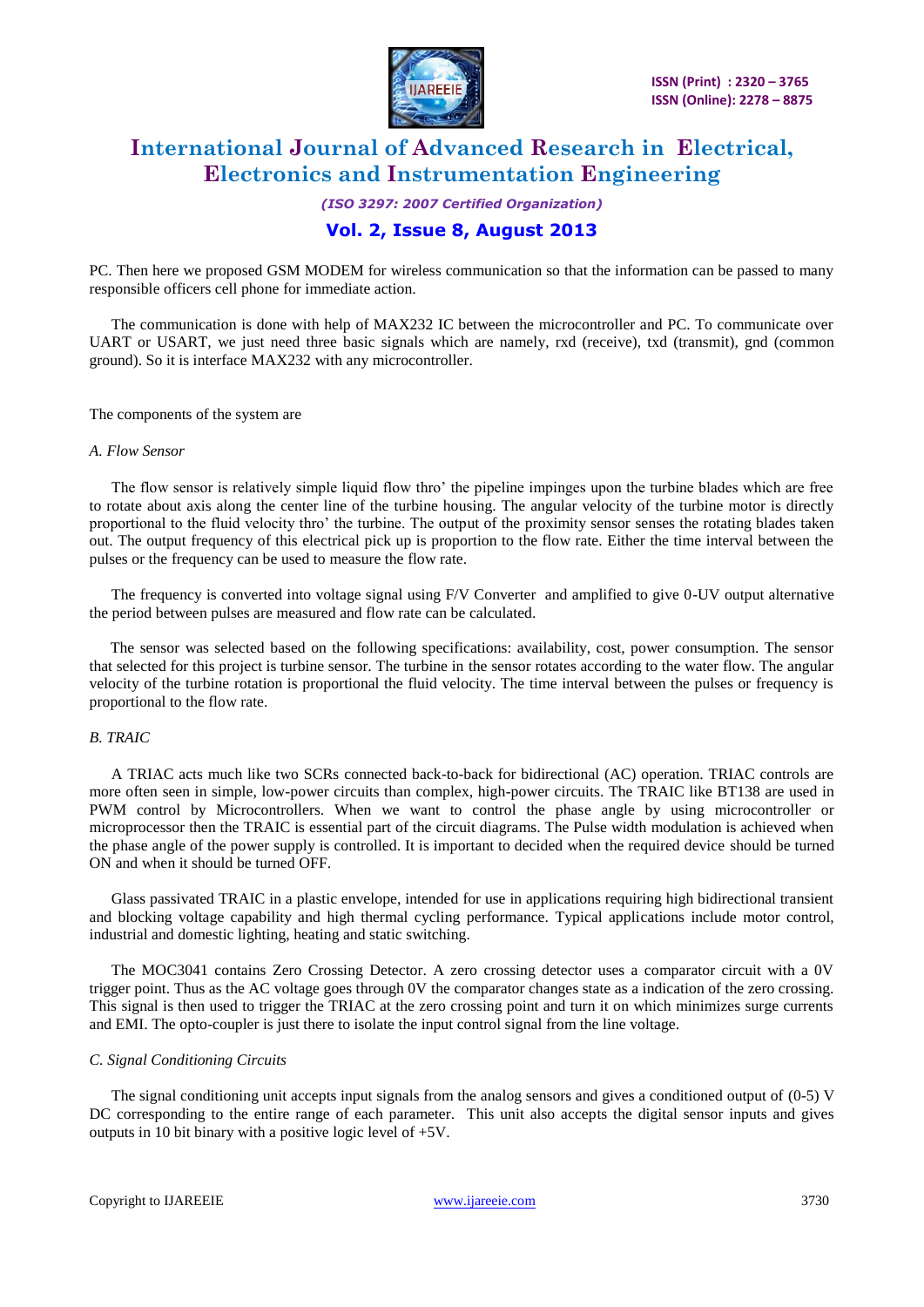PC. Then here we proposed GSM MODEM for wireless communication so that the information can be passed to many responsible officers cell phone for immediate action.

The communication is done with help of MAX232 IC between the microcontroller and PC. To communicate over UART or USART, we just need three basic signals which are namely, rxd (receive), txd (transmit), gnd (common ground). So it is interface MAX232 with any microcontroller.

The components of the system are

*A. Flow Sensor*

The flow sensor is relatively simple liquid flow thro' the pipeline impinges upon the turbine blades which are free to rotate about axis along the center line of the turbine housing. The angular velocity of the turbine motor is directly proportional to the fluid velocity thro' the turbine. The output of the proximity sensor senses the rotating blades taken out. The output frequency of this electrical pick up is proportion to the flow rate. Either the time interval between the pulses or the frequency can be used to measure the flow rate.

The frequency is converted into voltage signal using F/V Converter and amplified to give 0-UV output alternative the period between pulses are measured and flow rate can be calculated.

The sensor was selected based on the following specifications: availability, cost, power consumption. The sensor that selected for this project is turbine sensor. The turbine in the sensor rotates according to the water flow. The angular velocity of the turbine rotation is proportional the fluid velocity. The time interval between the pulses or frequency is proportional to the flow rate.

*B. TRAIC*

A TRIAC acts much like two SCRs connected back-to-back for bidirectional (AC) operation. TRIAC controls are more often seen in simple, low-power circuits than complex, high-power circuits. The TRAIC like BT138 are used in PWM control by Microcontrollers. When we want to control the phase angle by using microcontroller or microprocessor then the TRAIC is essential part of the circuit diagrams. The Pulse width modulation is achieved when the phase angle of the power supply is controlled. It is important to decided when the required device should be turned ON and when it should be turned OFF.

Glass passivated TRAIC in a plastic envelope, intended for use in applications requiring high bidirectional transient and blocking voltage capability and high thermal cycling performance. Typical applications include motor control, industrial and domestic lighting, heating and static switching.

The MOC3041 contains Zero Crossing Detector. A zero crossing detector uses a comparator circuit with a 0V trigger point. Thus as the AC voltage goes through 0V the comparator changes state as a indication of the zero crossing. This signal is then used to trigger the TRIAC at the zero crossing point and turn it on which minimizes surge currents and EMI. The opto-coupler is just there to isolate the input control signal from the line voltage.

*C. Signal Conditioning Circuits*

The signal conditioning unit accepts input signals from the analog sensors and gives a conditioned output of (0-5) V DC corresponding to the entire range of each parameter. This unit also accepts the digital sensor inputs and gives outputs in 10 bit binary with a positive logic level of +5V.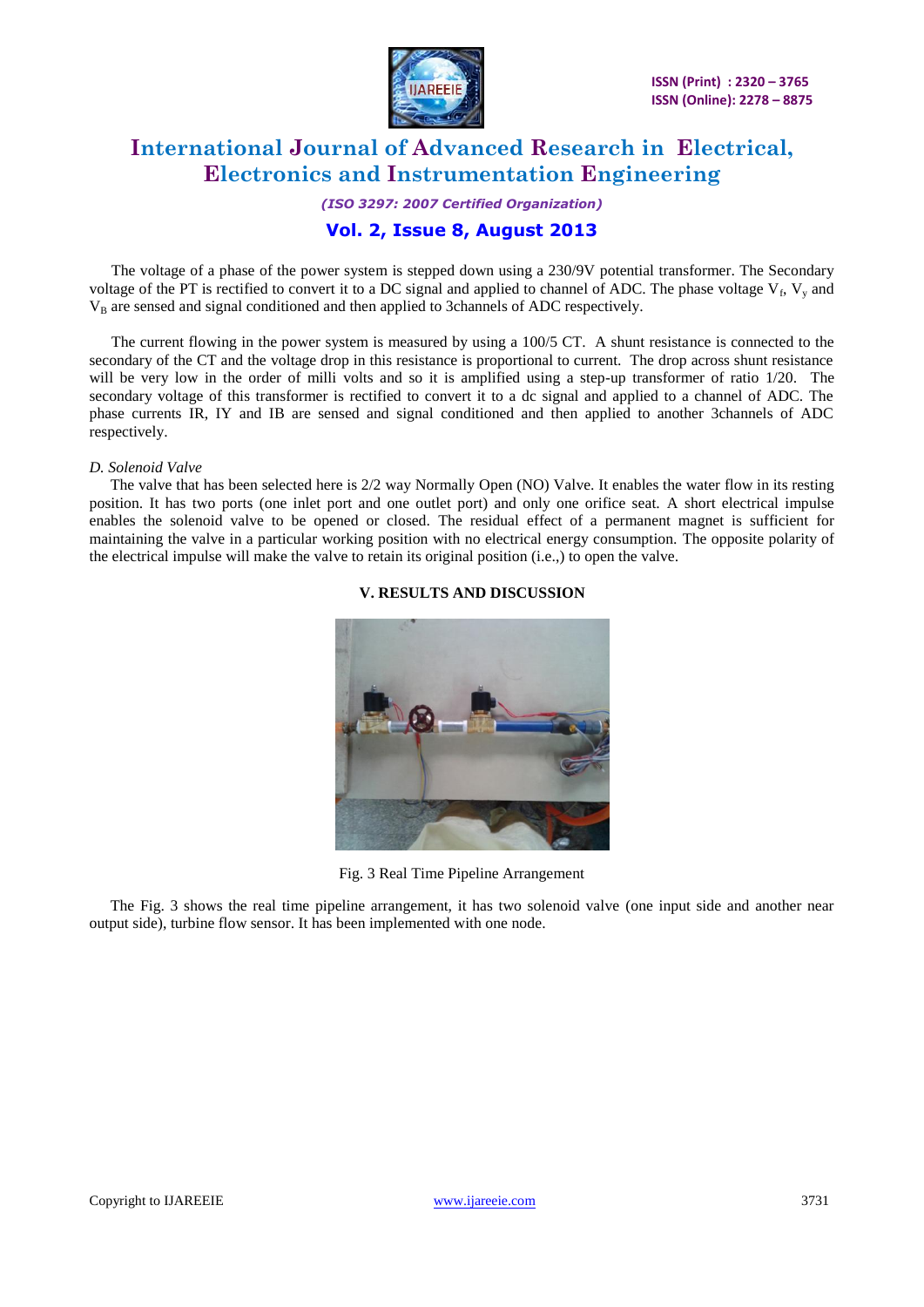The voltage of a phase of the power system is stepped down using a 230/9V potential transformer. The Secondary voltage of the PT is rectified to convert it to a DC signal and applied to channel of ADC. The phase voltage $V_f$, $V_y$ and $V_B$ are sensed and signal conditioned and then applied to 3channels of ADC respectively.

The current flowing in the power system is measured by using a 100/5 CT. A shunt resistance is connected to the secondary of the CT and the voltage drop in this resistance is proportional to current. The drop across shunt resistance will be very low in the order of milli volts and so it is amplified using a step-up transformer of ratio 1/20. The secondary voltage of this transformer is rectified to convert it to a dc signal and applied to a channel of ADC. The phase currents IR, IY and IB are sensed and signal conditioned and then applied to another 3channels of ADC respectively.

*D. Solenoid Valve*

The valve that has been selected here is 2/2 way Normally Open (NO) Valve. It enables the water flow in its resting position. It has two ports (one inlet port and one outlet port) and only one orifice seat. A short electrical impulse enables the solenoid valve to be opened or closed. The residual effect of a permanent magnet is sufficient for maintaining the valve in a particular working position with no electrical energy consumption. The opposite polarity of the electrical impulse will make the valve to retain its original position (i.e.,) to open the valve.

## V. RESULTS AND DISCUSSION

Fig. 3 Real Time Pipeline Arrangement

The Fig. 3 shows the real time pipeline arrangement, it has two solenoid valve (one input side and another near output side), turbine flow sensor. It has been implemented with one node.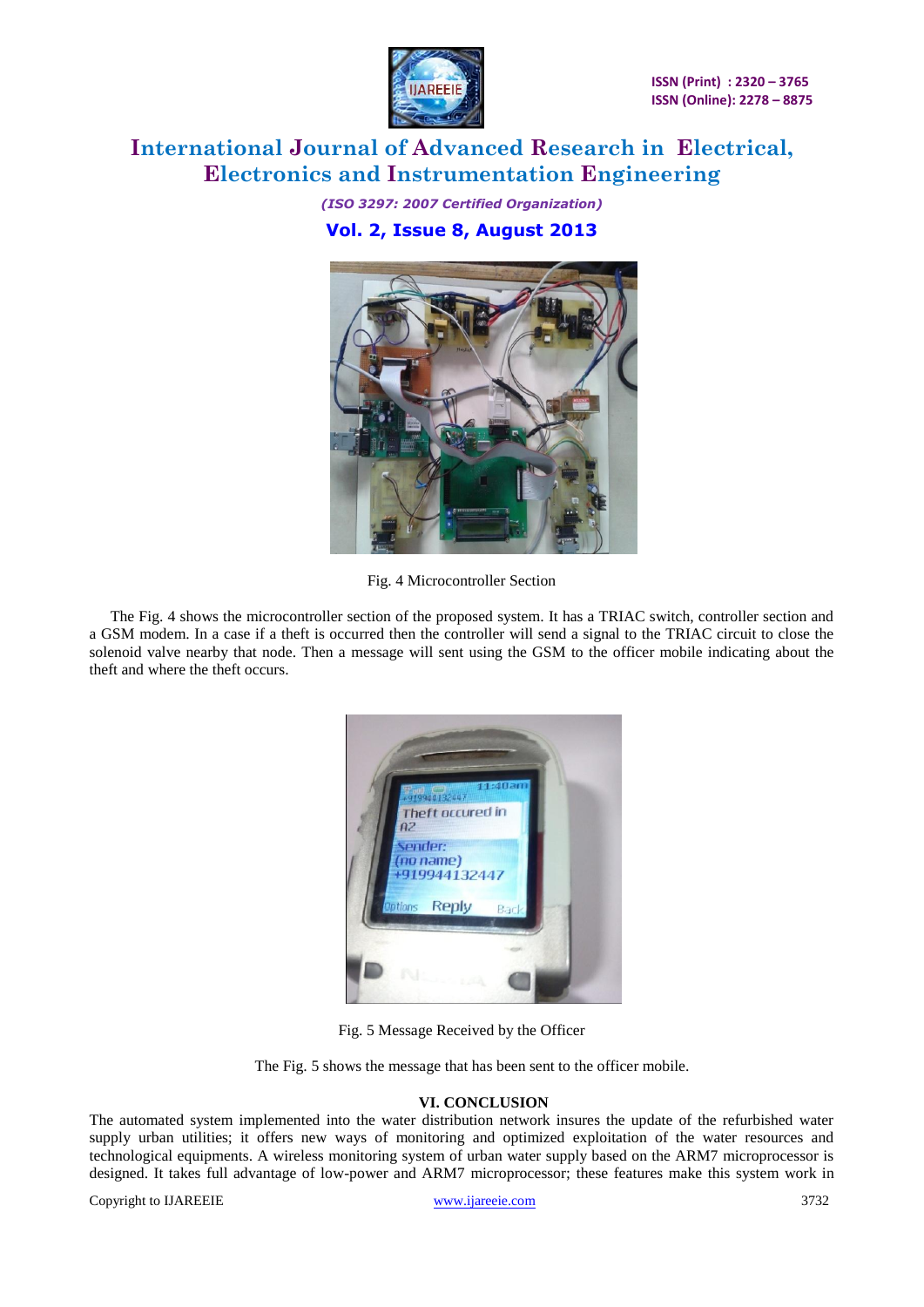Fig. 4 Microcontroller Section

The Fig. 4 shows the microcontroller section of the proposed system. It has a TRIAC switch, controller section and a GSM modem. In a case if a theft is occurred then the controller will send a signal to the TRIAC circuit to close the solenoid valve nearby that node. Then a message will sent using the GSM to the officer mobile indicating about the theft and where the theft occurs.

Fig. 5 Message Received by the Officer

The Fig. 5 shows the message that has been sent to the officer mobile.

## VI. CONCLUSION

The automated system implemented into the water distribution network insures the update of the refurbished water supply urban utilities; it offers new ways of monitoring and optimized exploitation of the water resources and technological equipments. A wireless monitoring system of urban water supply based on the ARM7 microprocessor is designed. It takes full advantage of low-power and ARM7 microprocessor; these features make this system work in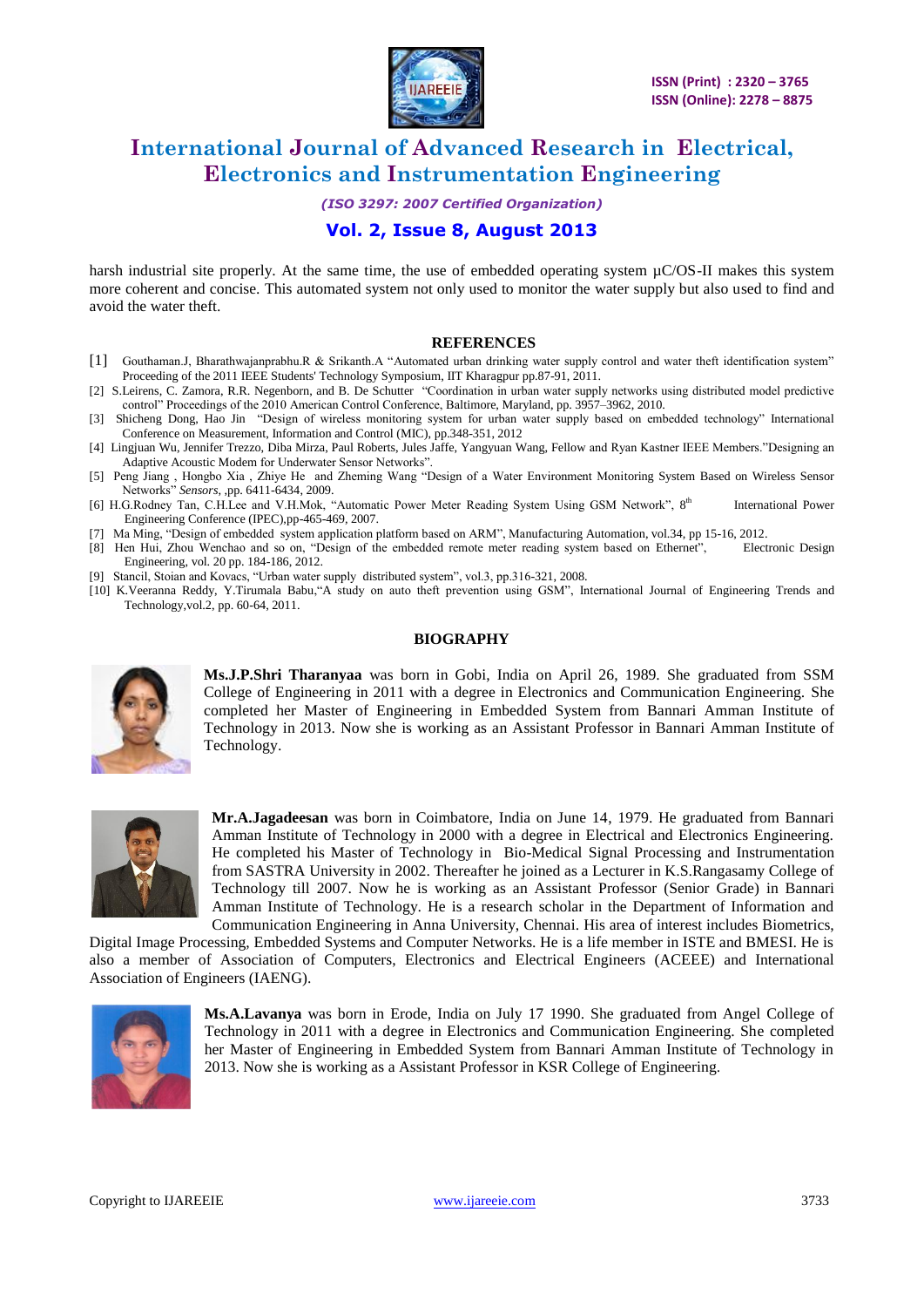harsh industrial site properly. At the same time, the use of embedded operating system µC/OS-II makes this system more coherent and concise. This automated system not only used to monitor the water supply but also used to find and avoid the water theft.

## REFERENCES

[1] Gouthaman.J, Bharathwajanprabhu.R & Srikanth.A "Automated urban drinking water supply control and water theft identification system" Proceeding of the 2011 IEEE Students' Technology Symposium, IIT Kharagpur pp.87-91, 2011.

[2] S.Leirens, C. Zamora, R.R. Negenborn, and B. De Schutter "Coordination in urban water supply networks using distributed model predictive control" Proceedings of the 2010 American Control Conference, Baltimore, Maryland, pp. 3957–3962, 2010.

[3] Shicheng Dong, Hao Jin "Design of wireless monitoring system for urban water supply based on embedded technology" International Conference on Measurement, Information and Control (MIC), pp.348-351, 2012

[4] Lingjuan Wu, Jennifer Trezzo, Diba Mirza, Paul Roberts, Jules Jaffe, Yangyuan Wang, Fellow and Ryan Kastner IEEE Members."Designing an Adaptive Acoustic Modem for Underwater Sensor Networks".

[5] Peng Jiang , Hongbo Xia , Zhiye He and Zheming Wang "Design of a Water Environment Monitoring System Based on Wireless Sensor Networks" *Sensors*, ,pp. 6411-6434, 2009.

[6] H.G.Rodney Tan, C.H.Lee and V.H.Mok, "Automatic Power Meter Reading System Using GSM Network", 8th International Power Engineering Conference (IPEC),pp-465-469, 2007.

[7] Ma Ming, "Design of embedded system application platform based on ARM", Manufacturing Automation, vol.34, pp 15-16, 2012.

[8] Hen Hui, Zhou Wenchao and so on, "Design of the embedded remote meter reading system based on Ethernet", Electronic Design Engineering, vol. 20 pp. 184-186, 2012.

[9] Stancil, Stoian and Kovacs, "Urban water supply distributed system", vol.3, pp.316-321, 2008.

[10] K.Veeranna Reddy, Y.Tirumala Babu,"A study on auto theft prevention using GSM", International Journal of Engineering Trends and Technology,vol.2, pp. 60-64, 2011.

## BIOGRAPHY

**Ms.J.P.Shri Tharanyaa** was born in Gobi, India on April 26, 1989. She graduated from SSM College of Engineering in 2011 with a degree in Electronics and Communication Engineering. She completed her Master of Engineering in Embedded System from Bannari Amman Institute of Technology in 2013. Now she is working as an Assistant Professor in Bannari Amman Institute of Technology.

**Mr.A.Jagadeesan** was born in Coimbatore, India on June 14, 1979. He graduated from Bannari Amman Institute of Technology in 2000 with a degree in Electrical and Electronics Engineering. He completed his Master of Technology in Bio-Medical Signal Processing and Instrumentation from SASTRA University in 2002. Thereafter he joined as a Lecturer in K.S.Rangasamy College of Technology till 2007. Now he is working as an Assistant Professor (Senior Grade) in Bannari Amman Institute of Technology. He is a research scholar in the Department of Information and Communication Engineering in Anna University, Chennai. His area of interest includes Biometrics, Digital Image Processing, Embedded Systems and Computer Networks. He is a life member in ISTE and BMESI. He is also a member of Association of Computers, Electronics and Electrical Engineers (ACEEE) and International Association of Engineers (IAENG).

**Ms.A.Lavanya** was born in Erode, India on July 17 1990. She graduated from Angel College of Technology in 2011 with a degree in Electronics and Communication Engineering. She completed her Master of Engineering in Embedded System from Bannari Amman Institute of Technology in 2013. Now she is working as a Assistant Professor in KSR College of Engineering.